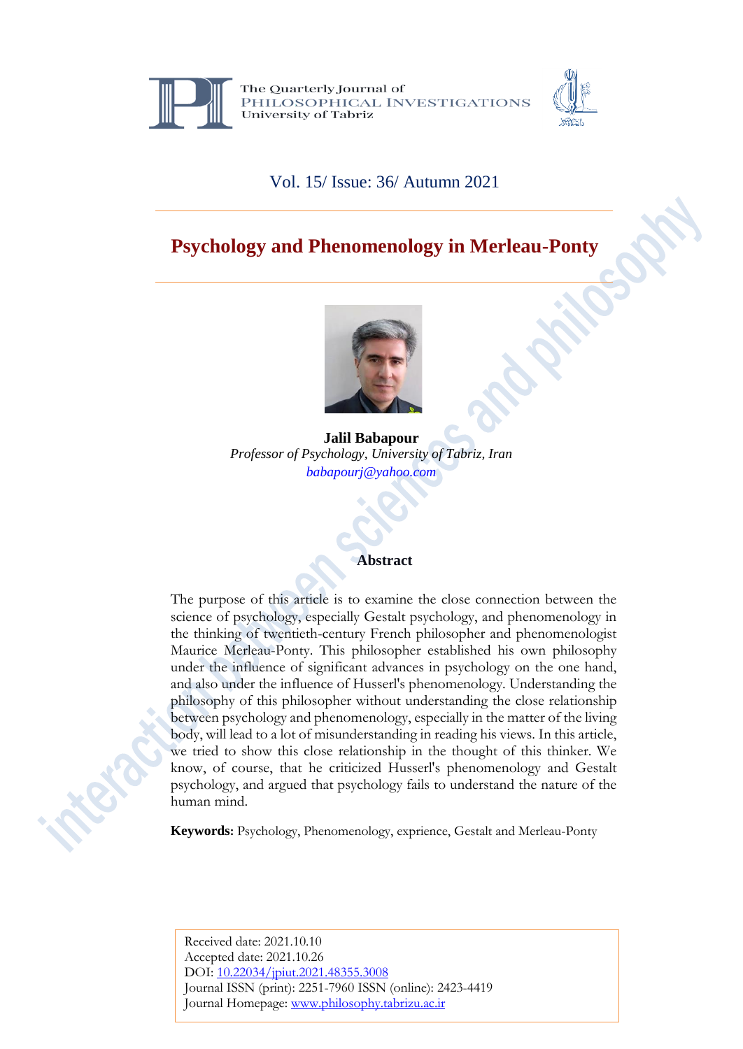The Quarterly Journal of
PHILOSOPHICAL INVESTIGATIONS
University of Tabriz

Vol. 15/ Issue: 36/ Autumn 2021

# Psychology and Phenomenology in Merleau-Ponty

**Jalil Babapour**
*Professor of Psychology, University of Tabriz, Iran*
*babapourj@yahoo.com*

## Abstract

The purpose of this article is to examine the close connection between the science of psychology, especially Gestalt psychology, and phenomenology in the thinking of twentieth-century French philosopher and phenomenologist Maurice Merleau-Ponty. This philosopher established his own philosophy under the influence of significant advances in psychology on the one hand, and also under the influence of Husserl's phenomenology. Understanding the philosophy of this philosopher without understanding the close relationship between psychology and phenomenology, especially in the matter of the living body, will lead to a lot of misunderstanding in reading his views. In this article, we tried to show this close relationship in the thought of this thinker. We know, of course, that he criticized Husserl's phenomenology and Gestalt psychology, and argued that psychology fails to understand the nature of the human mind.

**Keywords:** Psychology, Phenomenology, exprience, Gestalt and Merleau-Ponty

Received date: 2021.10.10
Accepted date: 2021.10.26
DOI: 10.22034/jpiut.2021.48355.3008
Journal ISSN (print): 2251-7960 ISSN (online): 2423-4419
Journal Homepage: www.philosophy.tabrizu.ac.ir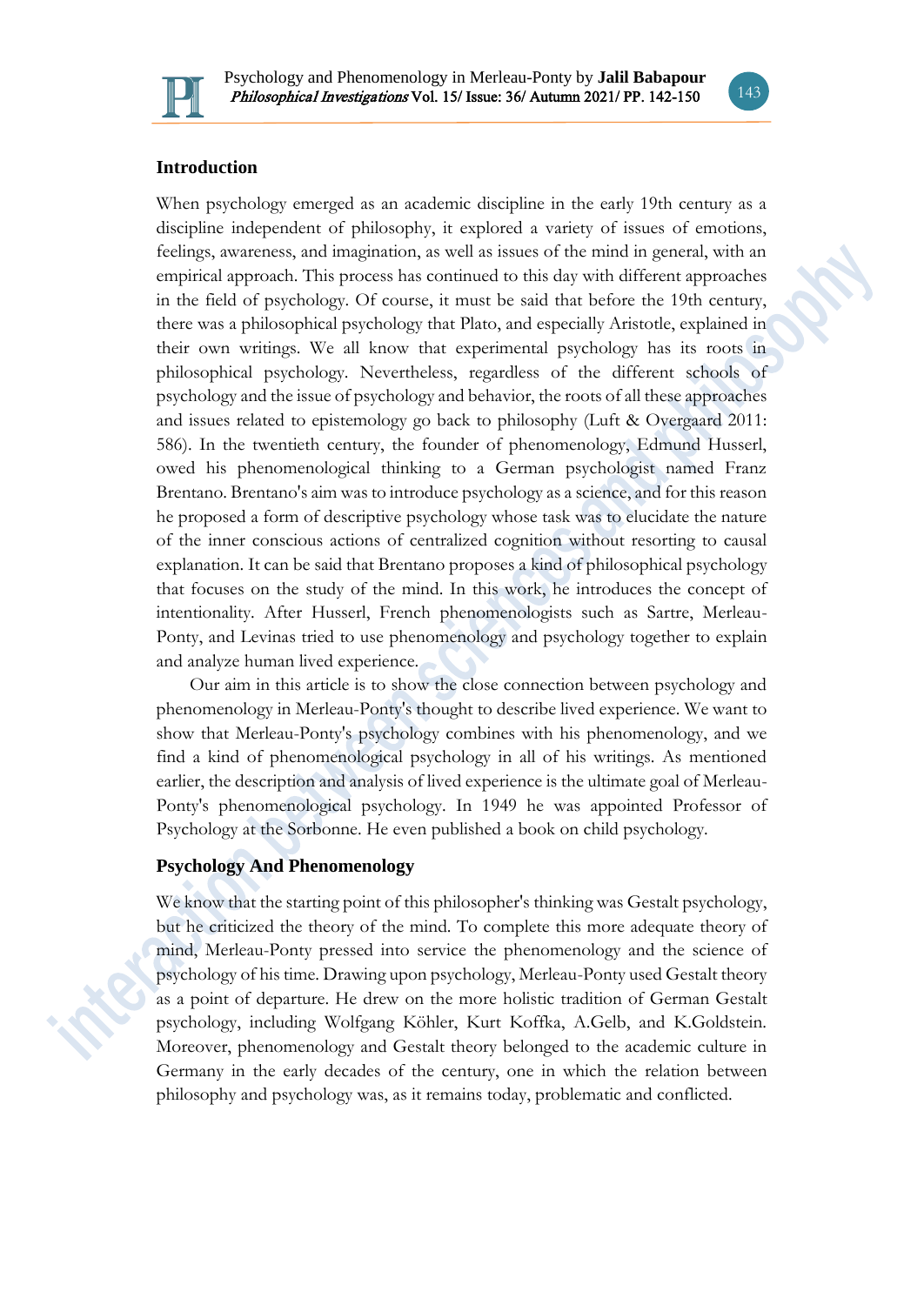## Introduction

When psychology emerged as an academic discipline in the early 19th century as a discipline independent of philosophy, it explored a variety of issues of emotions, feelings, awareness, and imagination, as well as issues of the mind in general, with an empirical approach. This process has continued to this day with different approaches in the field of psychology. Of course, it must be said that before the 19th century, there was a philosophical psychology that Plato, and especially Aristotle, explained in their own writings. We all know that experimental psychology has its roots in philosophical psychology. Nevertheless, regardless of the different schools of psychology and the issue of psychology and behavior, the roots of all these approaches and issues related to epistemology go back to philosophy (Luft & Overgaard 2011: 586). In the twentieth century, the founder of phenomenology, Edmund Husserl, owed his phenomenological thinking to a German psychologist named Franz Brentano. Brentano's aim was to introduce psychology as a science, and for this reason he proposed a form of descriptive psychology whose task was to elucidate the nature of the inner conscious actions of centralized cognition without resorting to causal explanation. It can be said that Brentano proposes a kind of philosophical psychology that focuses on the study of the mind. In this work, he introduces the concept of intentionality. After Husserl, French phenomenologists such as Sartre, Merleau-Ponty, and Levinas tried to use phenomenology and psychology together to explain and analyze human lived experience.

Our aim in this article is to show the close connection between psychology and phenomenology in Merleau-Ponty's thought to describe lived experience. We want to show that Merleau-Ponty's psychology combines with his phenomenology, and we find a kind of phenomenological psychology in all of his writings. As mentioned earlier, the description and analysis of lived experience is the ultimate goal of Merleau-Ponty's phenomenological psychology. In 1949 he was appointed Professor of Psychology at the Sorbonne. He even published a book on child psychology.

## Psychology And Phenomenology

We know that the starting point of this philosopher's thinking was Gestalt psychology, but he criticized the theory of the mind. To complete this more adequate theory of mind, Merleau-Ponty pressed into service the phenomenology and the science of psychology of his time. Drawing upon psychology, Merleau-Ponty used Gestalt theory as a point of departure. He drew on the more holistic tradition of German Gestalt psychology, including Wolfgang Köhler, Kurt Koffka, A.Gelb, and K.Goldstein. Moreover, phenomenology and Gestalt theory belonged to the academic culture in Germany in the early decades of the century, one in which the relation between philosophy and psychology was, as it remains today, problematic and conflicted.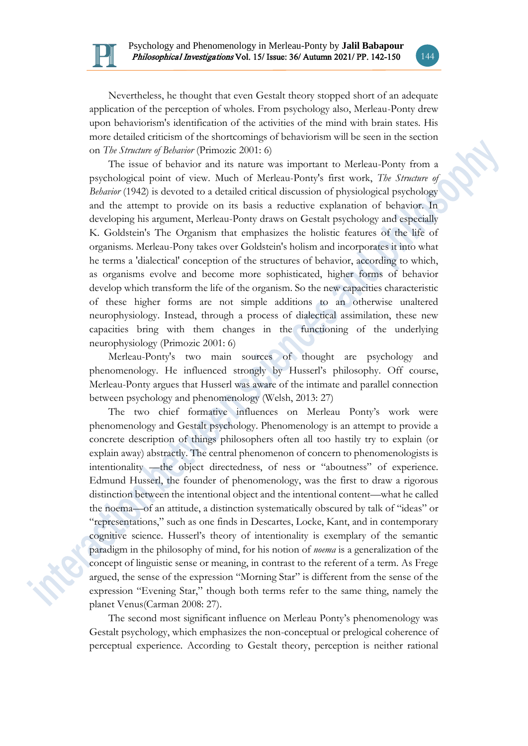Nevertheless, he thought that even Gestalt theory stopped short of an adequate application of the perception of wholes. From psychology also, Merleau-Ponty drew upon behaviorism's identification of the activities of the mind with brain states. His more detailed criticism of the shortcomings of behaviorism will be seen in the section on *The Structure of Behavior* (Primozic 2001: 6)

The issue of behavior and its nature was important to Merleau-Ponty from a psychological point of view. Much of Merleau-Ponty's first work, *The Structure of Behavior* (1942) is devoted to a detailed critical discussion of physiological psychology and the attempt to provide on its basis a reductive explanation of behavior. In developing his argument, Merleau-Ponty draws on Gestalt psychology and especially K. Goldstein's The Organism that emphasizes the holistic features of the life of organisms. Merleau-Pony takes over Goldstein's holism and incorporates it into what he terms a 'dialectical' conception of the structures of behavior, according to which, as organisms evolve and become more sophisticated, higher forms of behavior develop which transform the life of the organism. So the new capacities characteristic of these higher forms are not simple additions to an otherwise unaltered neurophysiology. Instead, through a process of dialectical assimilation, these new capacities bring with them changes in the functioning of the underlying neurophysiology (Primozic 2001: 6)

Merleau-Ponty's two main sources of thought are psychology and phenomenology. He influenced strongly by Husserl's philosophy. Off course, Merleau-Ponty argues that Husserl was aware of the intimate and parallel connection between psychology and phenomenology (Welsh, 2013: 27)

The two chief formative influences on Merleau Ponty's work were phenomenology and Gestalt psychology. Phenomenology is an attempt to provide a concrete description of things philosophers often all too hastily try to explain (or explain away) abstractly. The central phenomenon of concern to phenomenologists is intentionality —the object directedness, of ness or "aboutness" of experience. Edmund Husserl, the founder of phenomenology, was the first to draw a rigorous distinction between the intentional object and the intentional content—what he called the noema—of an attitude, a distinction systematically obscured by talk of "ideas" or "representations," such as one finds in Descartes, Locke, Kant, and in contemporary cognitive science. Husserl's theory of intentionality is exemplary of the semantic paradigm in the philosophy of mind, for his notion of *noema* is a generalization of the concept of linguistic sense or meaning, in contrast to the referent of a term. As Frege argued, the sense of the expression "Morning Star" is different from the sense of the expression "Evening Star," though both terms refer to the same thing, namely the planet Venus(Carman 2008: 27).

The second most significant influence on Merleau Ponty's phenomenology was Gestalt psychology, which emphasizes the non-conceptual or prelogical coherence of perceptual experience. According to Gestalt theory, perception is neither rational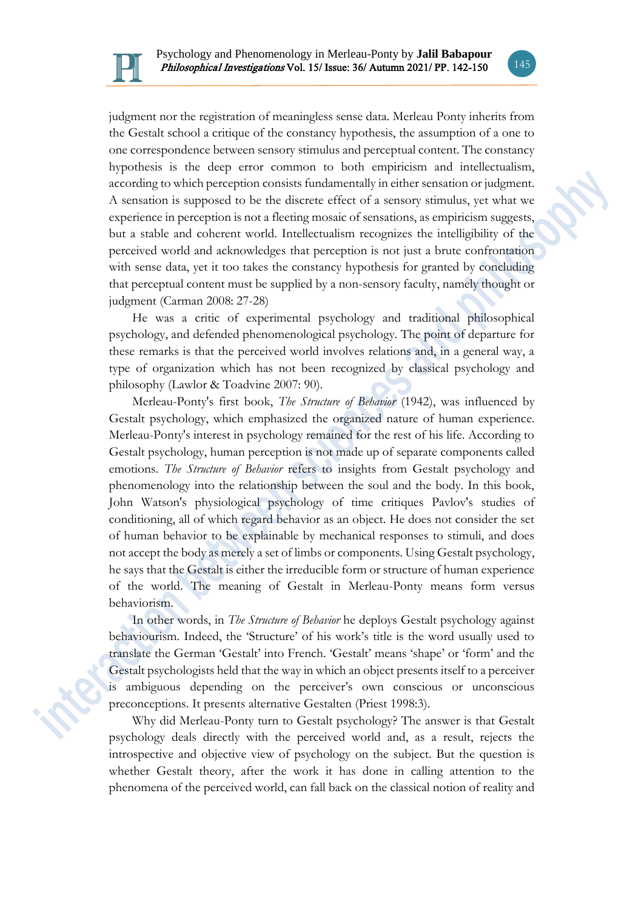judgment nor the registration of meaningless sense data. Merleau Ponty inherits from the Gestalt school a critique of the constancy hypothesis, the assumption of a one to one correspondence between sensory stimulus and perceptual content. The constancy hypothesis is the deep error common to both empiricism and intellectualism, according to which perception consists fundamentally in either sensation or judgment. A sensation is supposed to be the discrete effect of a sensory stimulus, yet what we experience in perception is not a fleeting mosaic of sensations, as empiricism suggests, but a stable and coherent world. Intellectualism recognizes the intelligibility of the perceived world and acknowledges that perception is not just a brute confrontation with sense data, yet it too takes the constancy hypothesis for granted by concluding that perceptual content must be supplied by a non-sensory faculty, namely thought or judgment (Carman 2008: 27-28)

He was a critic of experimental psychology and traditional philosophical psychology, and defended phenomenological psychology. The point of departure for these remarks is that the perceived world involves relations and, in a general way, a type of organization which has not been recognized by classical psychology and philosophy (Lawlor & Toadvine 2007: 90).

Merleau-Ponty's first book, *The Structure of Behavior* (1942), was influenced by Gestalt psychology, which emphasized the organized nature of human experience. Merleau-Ponty's interest in psychology remained for the rest of his life. According to Gestalt psychology, human perception is not made up of separate components called emotions. *The Structure of Behavior* refers to insights from Gestalt psychology and phenomenology into the relationship between the soul and the body. In this book, John Watson's physiological psychology of time critiques Pavlov's studies of conditioning, all of which regard behavior as an object. He does not consider the set of human behavior to be explainable by mechanical responses to stimuli, and does not accept the body as merely a set of limbs or components. Using Gestalt psychology, he says that the Gestalt is either the irreducible form or structure of human experience of the world. The meaning of Gestalt in Merleau-Ponty means form versus behaviorism.

In other words, in *The Structure of Behavior* he deploys Gestalt psychology against behaviourism. Indeed, the 'Structure' of his work's title is the word usually used to translate the German 'Gestalt' into French. 'Gestalt' means 'shape' or 'form' and the Gestalt psychologists held that the way in which an object presents itself to a perceiver is ambiguous depending on the perceiver's own conscious or unconscious preconceptions. It presents alternative Gestalten (Priest 1998:3).

Why did Merleau-Ponty turn to Gestalt psychology? The answer is that Gestalt psychology deals directly with the perceived world and, as a result, rejects the introspective and objective view of psychology on the subject. But the question is whether Gestalt theory, after the work it has done in calling attention to the phenomena of the perceived world, can fall back on the classical notion of reality and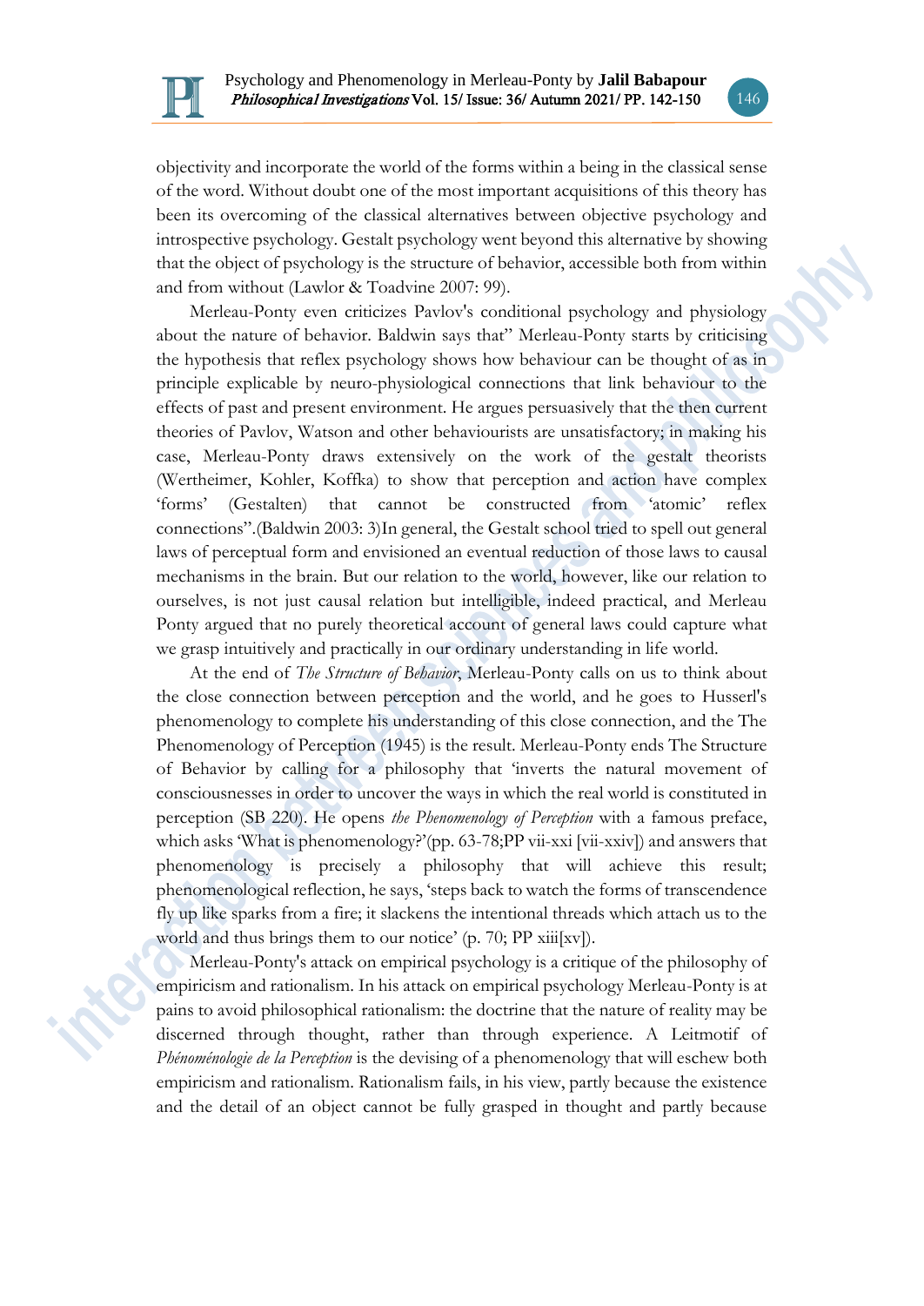objectivity and incorporate the world of the forms within a being in the classical sense of the word. Without doubt one of the most important acquisitions of this theory has been its overcoming of the classical alternatives between objective psychology and introspective psychology. Gestalt psychology went beyond this alternative by showing that the object of psychology is the structure of behavior, accessible both from within and from without (Lawlor & Toadvine 2007: 99).

Merleau-Ponty even criticizes Pavlov's conditional psychology and physiology about the nature of behavior. Baldwin says that" Merleau-Ponty starts by criticising the hypothesis that reflex psychology shows how behaviour can be thought of as in principle explicable by neuro-physiological connections that link behaviour to the effects of past and present environment. He argues persuasively that the then current theories of Pavlov, Watson and other behaviourists are unsatisfactory; in making his case, Merleau-Ponty draws extensively on the work of the gestalt theorists (Wertheimer, Kohler, Koffka) to show that perception and action have complex 'forms' (Gestalten) that cannot be constructed from 'atomic' reflex connections".(Baldwin 2003: 3)In general, the Gestalt school tried to spell out general laws of perceptual form and envisioned an eventual reduction of those laws to causal mechanisms in the brain. But our relation to the world, however, like our relation to ourselves, is not just causal relation but intelligible, indeed practical, and Merleau Ponty argued that no purely theoretical account of general laws could capture what we grasp intuitively and practically in our ordinary understanding in life world.

At the end of *The Structure of Behavior*, Merleau-Ponty calls on us to think about the close connection between perception and the world, and he goes to Husserl's phenomenology to complete his understanding of this close connection, and the The Phenomenology of Perception (1945) is the result. Merleau-Ponty ends The Structure of Behavior by calling for a philosophy that 'inverts the natural movement of consciousnesses in order to uncover the ways in which the real world is constituted in perception (SB 220). He opens *the Phenomenology of Perception* with a famous preface, which asks 'What is phenomenology?'(pp. 63-78;PP vii-xxi [vii-xxiv]) and answers that phenomenology is precisely a philosophy that will achieve this result; phenomenological reflection, he says, 'steps back to watch the forms of transcendence fly up like sparks from a fire; it slackens the intentional threads which attach us to the world and thus brings them to our notice' (p. 70; PP xiii[xv]).

Merleau-Ponty's attack on empirical psychology is a critique of the philosophy of empiricism and rationalism. In his attack on empirical psychology Merleau-Ponty is at pains to avoid philosophical rationalism: the doctrine that the nature of reality may be discerned through thought, rather than through experience. A Leitmotif of *Phénoménologie de la Perception* is the devising of a phenomenology that will eschew both empiricism and rationalism. Rationalism fails, in his view, partly because the existence and the detail of an object cannot be fully grasped in thought and partly because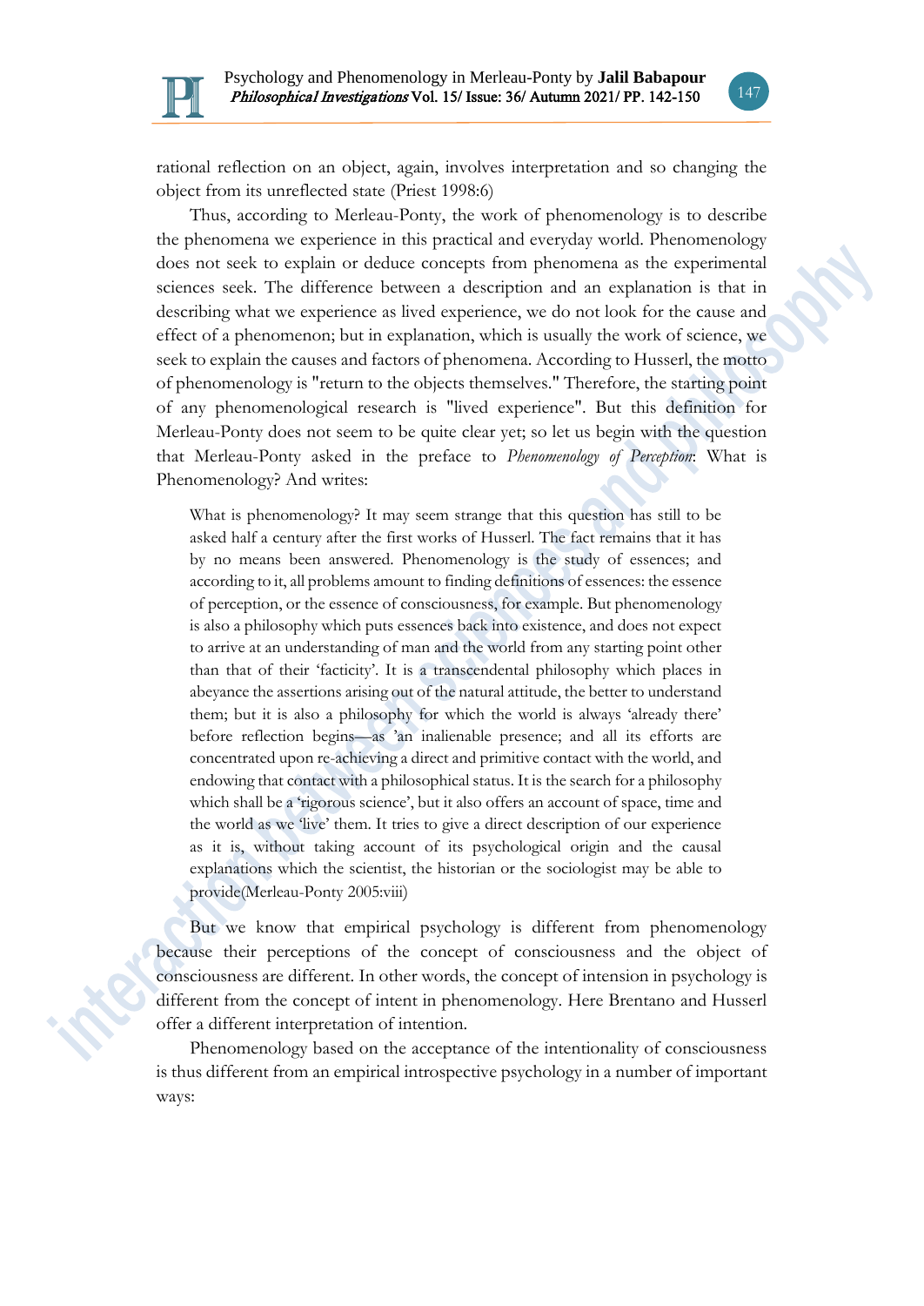rational reflection on an object, again, involves interpretation and so changing the object from its unreflected state (Priest 1998:6)

Thus, according to Merleau-Ponty, the work of phenomenology is to describe the phenomena we experience in this practical and everyday world. Phenomenology does not seek to explain or deduce concepts from phenomena as the experimental sciences seek. The difference between a description and an explanation is that in describing what we experience as lived experience, we do not look for the cause and effect of a phenomenon; but in explanation, which is usually the work of science, we seek to explain the causes and factors of phenomena. According to Husserl, the motto of phenomenology is "return to the objects themselves." Therefore, the starting point of any phenomenological research is "lived experience". But this definition for Merleau-Ponty does not seem to be quite clear yet; so let us begin with the question that Merleau-Ponty asked in the preface to *Phenomenology of Perception*: What is Phenomenology? And writes:

> What is phenomenology? It may seem strange that this question has still to be asked half a century after the first works of Husserl. The fact remains that it has by no means been answered. Phenomenology is the study of essences; and according to it, all problems amount to finding definitions of essences: the essence of perception, or the essence of consciousness, for example. But phenomenology is also a philosophy which puts essences back into existence, and does not expect to arrive at an understanding of man and the world from any starting point other than that of their 'facticity'. It is a transcendental philosophy which places in abeyance the assertions arising out of the natural attitude, the better to understand them; but it is also a philosophy for which the world is always 'already there' before reflection begins—as 'an inalienable presence; and all its efforts are concentrated upon re-achieving a direct and primitive contact with the world, and endowing that contact with a philosophical status. It is the search for a philosophy which shall be a 'rigorous science', but it also offers an account of space, time and the world as we 'live' them. It tries to give a direct description of our experience as it is, without taking account of its psychological origin and the causal explanations which the scientist, the historian or the sociologist may be able to provide(Merleau-Ponty 2005:viii)

But we know that empirical psychology is different from phenomenology because their perceptions of the concept of consciousness and the object of consciousness are different. In other words, the concept of intension in psychology is different from the concept of intent in phenomenology. Here Brentano and Husserl offer a different interpretation of intention.

Phenomenology based on the acceptance of the intentionality of consciousness is thus different from an empirical introspective psychology in a number of important ways: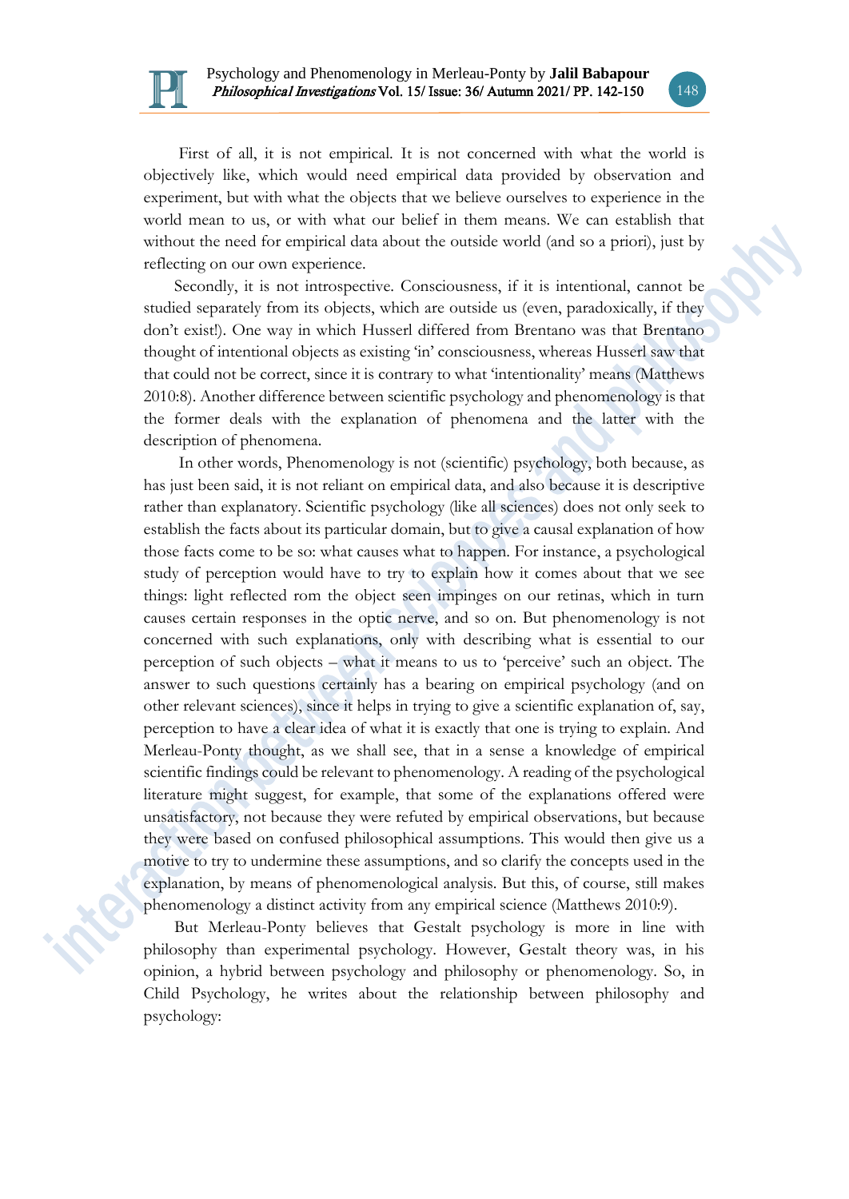First of all, it is not empirical. It is not concerned with what the world is objectively like, which would need empirical data provided by observation and experiment, but with what the objects that we believe ourselves to experience in the world mean to us, or with what our belief in them means. We can establish that without the need for empirical data about the outside world (and so a priori), just by reflecting on our own experience.

Secondly, it is not introspective. Consciousness, if it is intentional, cannot be studied separately from its objects, which are outside us (even, paradoxically, if they don't exist!). One way in which Husserl differed from Brentano was that Brentano thought of intentional objects as existing 'in' consciousness, whereas Husserl saw that that could not be correct, since it is contrary to what 'intentionality' means (Matthews 2010:8). Another difference between scientific psychology and phenomenology is that the former deals with the explanation of phenomena and the latter with the description of phenomena.

In other words, Phenomenology is not (scientific) psychology, both because, as has just been said, it is not reliant on empirical data, and also because it is descriptive rather than explanatory. Scientific psychology (like all sciences) does not only seek to establish the facts about its particular domain, but to give a causal explanation of how those facts come to be so: what causes what to happen. For instance, a psychological study of perception would have to try to explain how it comes about that we see things: light reflected rom the object seen impinges on our retinas, which in turn causes certain responses in the optic nerve, and so on. But phenomenology is not concerned with such explanations, only with describing what is essential to our perception of such objects – what it means to us to 'perceive' such an object. The answer to such questions certainly has a bearing on empirical psychology (and on other relevant sciences), since it helps in trying to give a scientific explanation of, say, perception to have a clear idea of what it is exactly that one is trying to explain. And Merleau-Ponty thought, as we shall see, that in a sense a knowledge of empirical scientific findings could be relevant to phenomenology. A reading of the psychological literature might suggest, for example, that some of the explanations offered were unsatisfactory, not because they were refuted by empirical observations, but because they were based on confused philosophical assumptions. This would then give us a motive to try to undermine these assumptions, and so clarify the concepts used in the explanation, by means of phenomenological analysis. But this, of course, still makes phenomenology a distinct activity from any empirical science (Matthews 2010:9).

But Merleau-Ponty believes that Gestalt psychology is more in line with philosophy than experimental psychology. However, Gestalt theory was, in his opinion, a hybrid between psychology and philosophy or phenomenology. So, in Child Psychology, he writes about the relationship between philosophy and psychology: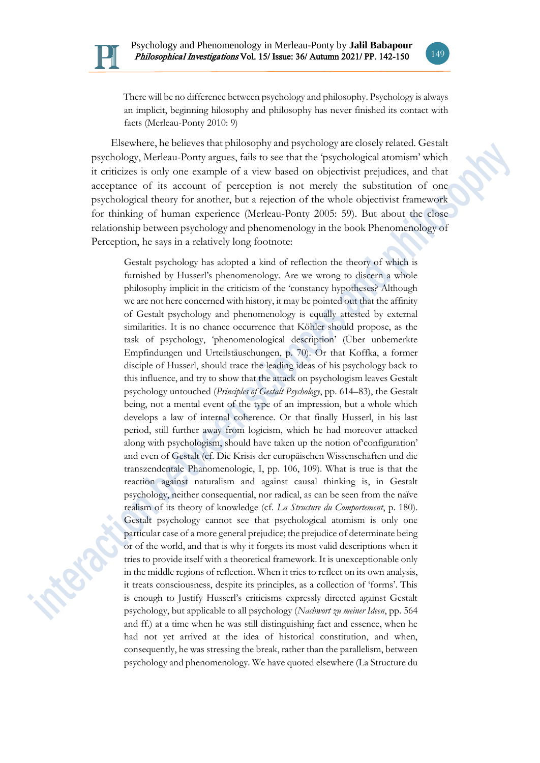> There will be no difference between psychology and philosophy. Psychology is always an implicit, beginning hilosophy and philosophy has never finished its contact with facts (Merleau-Ponty 2010: 9)

Elsewhere, he believes that philosophy and psychology are closely related. Gestalt psychology, Merleau-Ponty argues, fails to see that the 'psychological atomism' which it criticizes is only one example of a view based on objectivist prejudices, and that acceptance of its account of perception is not merely the substitution of one psychological theory for another, but a rejection of the whole objectivist framework for thinking of human experience (Merleau-Ponty 2005: 59). But about the close relationship between psychology and phenomenology in the book Phenomenology of Perception, he says in a relatively long footnote:

> Gestalt psychology has adopted a kind of reflection the theory of which is furnished by Husserl's phenomenology. Are we wrong to discern a whole philosophy implicit in the criticism of the 'constancy hypotheses? Although we are not here concerned with history, it may be pointed out that the affinity of Gestalt psychology and phenomenology is equally attested by external similarities. It is no chance occurrence that Köhler should propose, as the task of psychology, 'phenomenological description' (Über unbemerkte Empfindungen und Urteilstäuschungen, p. 70). Or that Koffka, a former disciple of Husserl, should trace the leading ideas of his psychology back to this influence, and try to show that the attack on psychologism leaves Gestalt psychology untouched (*Principles of Gestalt Psychology*, pp. 614–83), the Gestalt being, not a mental event of the type of an impression, but a whole which develops a law of internal coherence. Or that finally Husserl, in his last period, still further away from logicism, which he had moreover attacked along with psychologism, should have taken up the notion of'configuration' and even of Gestalt (cf. Die Krisis der europäischen Wissenschaften und die transzendentale Phanomenologie, I, pp. 106, 109). What is true is that the reaction against naturalism and against causal thinking is, in Gestalt psychology, neither consequential, nor radical, as can be seen from the naïve realism of its theory of knowledge (cf. *La Structure du Comportement*, p. 180). Gestalt psychology cannot see that psychological atomism is only one particular case of a more general prejudice; the prejudice of determinate being or of the world, and that is why it forgets its most valid descriptions when it tries to provide itself with a theoretical framework. It is unexceptionable only in the middle regions of reflection. When it tries to reflect on its own analysis, it treats consciousness, despite its principles, as a collection of 'forms'. This is enough to Justify Husserl's criticisms expressly directed against Gestalt psychology, but applicable to all psychology (*Nachwort zu meiner Ideen*, pp. 564 and ff.) at a time when he was still distinguishing fact and essence, when he had not yet arrived at the idea of historical constitution, and when, consequently, he was stressing the break, rather than the parallelism, between psychology and phenomenology. We have quoted elsewhere (La Structure du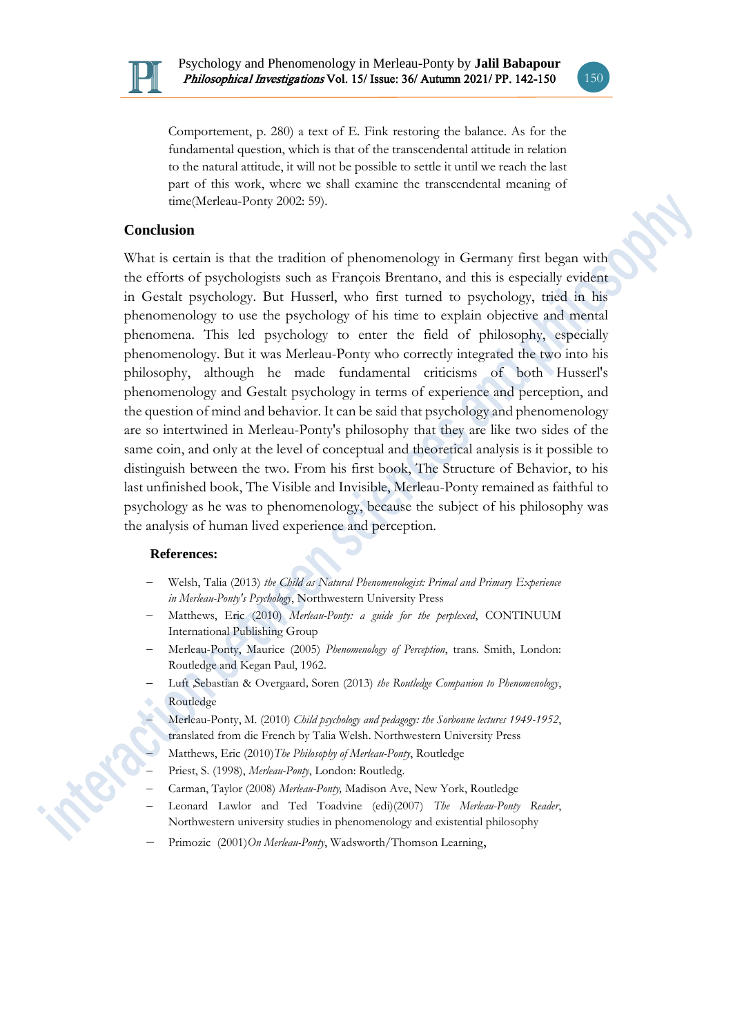Comportement, p. 280) a text of E. Fink restoring the balance. As for the fundamental question, which is that of the transcendental attitude in relation to the natural attitude, it will not be possible to settle it until we reach the last part of this work, where we shall examine the transcendental meaning of time(Merleau-Ponty 2002: 59).

## Conclusion

What is certain is that the tradition of phenomenology in Germany first began with the efforts of psychologists such as François Brentano, and this is especially evident in Gestalt psychology. But Husserl, who first turned to psychology, tried in his phenomenology to use the psychology of his time to explain objective and mental phenomena. This led psychology to enter the field of philosophy, especially phenomenology. But it was Merleau-Ponty who correctly integrated the two into his philosophy, although he made fundamental criticisms of both Husserl's phenomenology and Gestalt psychology in terms of experience and perception, and the question of mind and behavior. It can be said that psychology and phenomenology are so intertwined in Merleau-Ponty's philosophy that they are like two sides of the same coin, and only at the level of conceptual and theoretical analysis is it possible to distinguish between the two. From his first book, The Structure of Behavior, to his last unfinished book, The Visible and Invisible, Merleau-Ponty remained as faithful to psychology as he was to phenomenology, because the subject of his philosophy was the analysis of human lived experience and perception.

**References:**

- Welsh, Talia (2013) *the Child as Natural Phenomenologist: Primal and Primary Experience in Merleau-Ponty's Psychology*, Northwestern University Press
- Matthews, Eric (2010) *Merleau-Ponty: a guide for the perplexed*, CONTINUUM International Publishing Group
- Merleau-Ponty, Maurice (2005) *Phenomenology of Perception*, trans. Smith, London: Routledge and Kegan Paul, 1962.
- Luft ,Sebastian & Overgaard, Soren (2013) *the Routledge Companion to Phenomenology*, Routledge
- Merleau-Ponty, M. (2010) *Child psychology and pedagogy: the Sorbonne lectures 1949-1952*, translated from die French by Talia Welsh. Northwestern University Press
- Matthews, Eric (2010)*The Philosophy of Merleau-Ponty*, Routledge
- Priest, S. (1998), *Merleau-Ponty*, London: Routledg.
- Carman, Taylor (2008) *Merleau-Ponty,* Madison Ave, New York, Routledge
- Leonard Lawlor and Ted Toadvine (edi)(2007) *The Merleau-Ponty Reader*, Northwestern university studies in phenomenology and existential philosophy
- Primozic (2001)*On Merleau-Ponty*, Wadsworth/Thomson Learning,